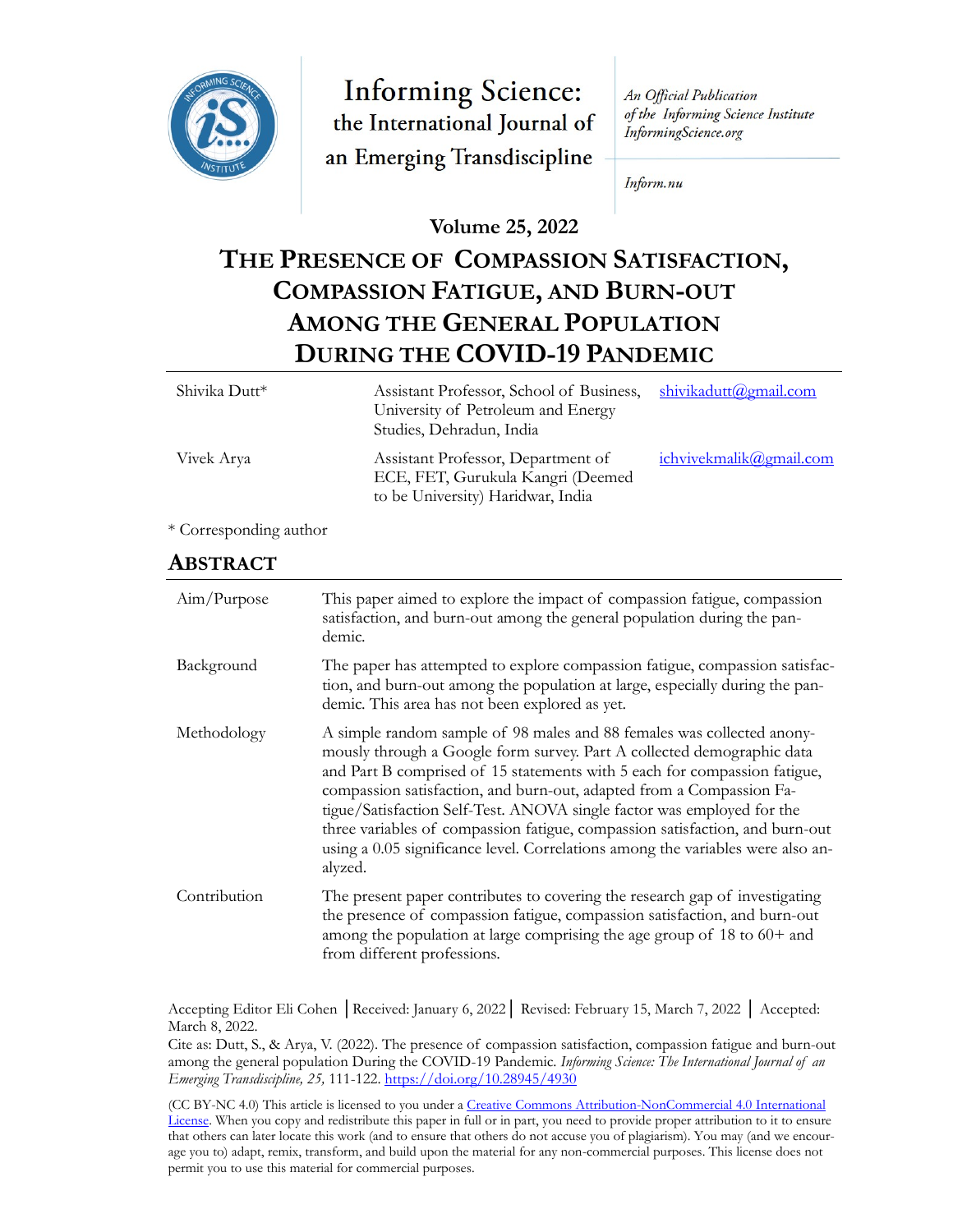Informing Science: the International Journal of an Emerging Transdiscipline

*An Official Publication of the Informing Science Institute InformingScience.org*

*Inform.nu*

**Volume 25, 2022**

# THE PRESENCE OF COMPASSION SATISFACTION, COMPASSION FATIGUE, AND BURN-OUT AMONG THE GENERAL POPULATION DURING THE COVID-19 PANDEMIC

| | | |
|---|---|---|
| Shivika Dutt* | Assistant Professor, School of Business, University of Petroleum and Energy Studies, Dehradun, India | shivikadutt@gmail.com |
| Vivek Arya | Assistant Professor, Department of ECE, FET, Gurukula Kangri (Deemed to be University) Haridwar, India | ichvivekmalik@gmail.com |

\* Corresponding author

## ABSTRACT

| | |
|---|---|
| Aim/Purpose | This paper aimed to explore the impact of compassion fatigue, compassion satisfaction, and burn-out among the general population during the pandemic. |
| Background | The paper has attempted to explore compassion fatigue, compassion satisfaction, and burn-out among the population at large, especially during the pandemic. This area has not been explored as yet. |
| Methodology | A simple random sample of 98 males and 88 females was collected anonymously through a Google form survey. Part A collected demographic data and Part B comprised of 15 statements with 5 each for compassion fatigue, compassion satisfaction, and burn-out, adapted from a Compassion Fatigue/Satisfaction Self-Test. ANOVA single factor was employed for the three variables of compassion fatigue, compassion satisfaction, and burn-out using a 0.05 significance level. Correlations among the variables were also analyzed. |
| Contribution | The present paper contributes to covering the research gap of investigating the presence of compassion fatigue, compassion satisfaction, and burn-out among the population at large comprising the age group of 18 to 60+ and from different professions. |

Accepting Editor Eli Cohen │ Received: January 6, 2022 │ Revised: February 15, March 7, 2022 │ Accepted: March 8, 2022.

Cite as: Dutt, S., & Arya, V. (2022). The presence of compassion satisfaction, compassion fatigue and burn-out among the general population During the COVID-19 Pandemic. *Informing Science: The International Journal of an Emerging Transdiscipline, 25,* 111-122. https://doi.org/10.28945/4930

(CC BY-NC 4.0) This article is licensed to you under a Creative Commons Attribution-NonCommercial 4.0 International License. When you copy and redistribute this paper in full or in part, you need to provide proper attribution to it to ensure that others can later locate this work (and to ensure that others do not accuse you of plagiarism). You may (and we encourage you to) adapt, remix, transform, and build upon the material for any non-commercial purposes. This license does not permit you to use this material for commercial purposes.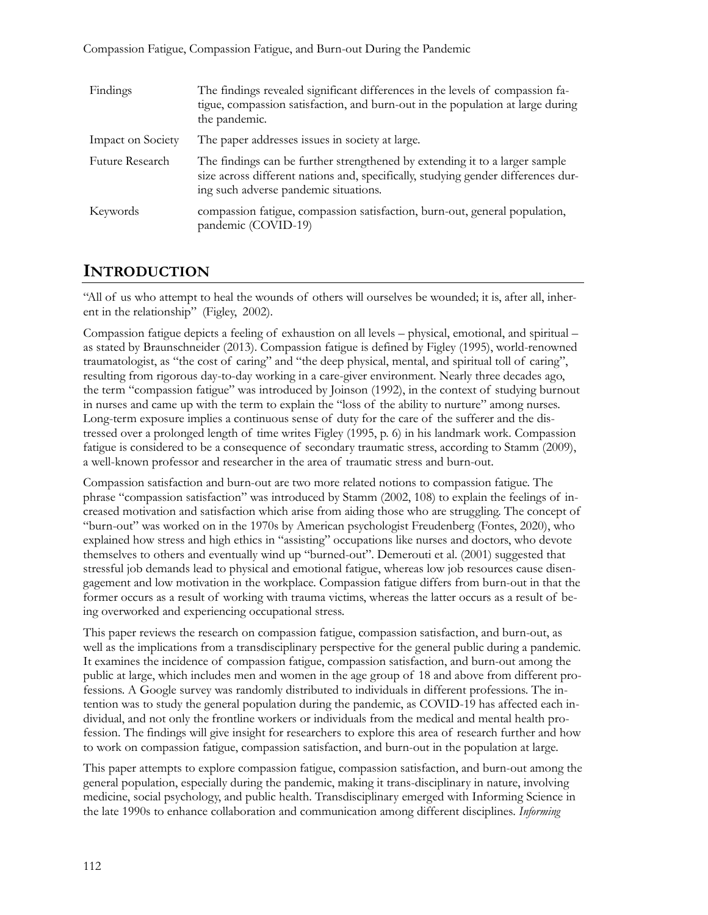| Findings | The findings revealed significant differences in the levels of compassion fatigue, compassion satisfaction, and burn-out in the population at large during the pandemic. |
|---|---|
| Impact on Society | The paper addresses issues in society at large. |
| Future Research | The findings can be further strengthened by extending it to a larger sample size across different nations and, specifically, studying gender differences during such adverse pandemic situations. |
| Keywords | compassion fatigue, compassion satisfaction, burn-out, general population, pandemic (COVID-19) |

## INTRODUCTION

"All of us who attempt to heal the wounds of others will ourselves be wounded; it is, after all, inherent in the relationship" (Figley, 2002).

Compassion fatigue depicts a feeling of exhaustion on all levels – physical, emotional, and spiritual – as stated by Braunschneider (2013). Compassion fatigue is defined by Figley (1995), world-renowned traumatologist, as "the cost of caring" and "the deep physical, mental, and spiritual toll of caring", resulting from rigorous day-to-day working in a care-giver environment. Nearly three decades ago, the term "compassion fatigue" was introduced by Joinson (1992), in the context of studying burnout in nurses and came up with the term to explain the "loss of the ability to nurture" among nurses. Long-term exposure implies a continuous sense of duty for the care of the sufferer and the distressed over a prolonged length of time writes Figley (1995, p. 6) in his landmark work. Compassion fatigue is considered to be a consequence of secondary traumatic stress, according to Stamm (2009), a well-known professor and researcher in the area of traumatic stress and burn-out.

Compassion satisfaction and burn-out are two more related notions to compassion fatigue. The phrase "compassion satisfaction" was introduced by Stamm (2002, 108) to explain the feelings of increased motivation and satisfaction which arise from aiding those who are struggling. The concept of "burn-out" was worked on in the 1970s by American psychologist Freudenberg (Fontes, 2020), who explained how stress and high ethics in "assisting" occupations like nurses and doctors, who devote themselves to others and eventually wind up "burned-out". Demerouti et al. (2001) suggested that stressful job demands lead to physical and emotional fatigue, whereas low job resources cause disengagement and low motivation in the workplace. Compassion fatigue differs from burn-out in that the former occurs as a result of working with trauma victims, whereas the latter occurs as a result of being overworked and experiencing occupational stress.

This paper reviews the research on compassion fatigue, compassion satisfaction, and burn-out, as well as the implications from a transdisciplinary perspective for the general public during a pandemic. It examines the incidence of compassion fatigue, compassion satisfaction, and burn-out among the public at large, which includes men and women in the age group of 18 and above from different professions. A Google survey was randomly distributed to individuals in different professions. The intention was to study the general population during the pandemic, as COVID-19 has affected each individual, and not only the frontline workers or individuals from the medical and mental health profession. The findings will give insight for researchers to explore this area of research further and how to work on compassion fatigue, compassion satisfaction, and burn-out in the population at large.

This paper attempts to explore compassion fatigue, compassion satisfaction, and burn-out among the general population, especially during the pandemic, making it trans-disciplinary in nature, involving medicine, social psychology, and public health. Transdisciplinary emerged with Informing Science in the late 1990s to enhance collaboration and communication among different disciplines. *Informing*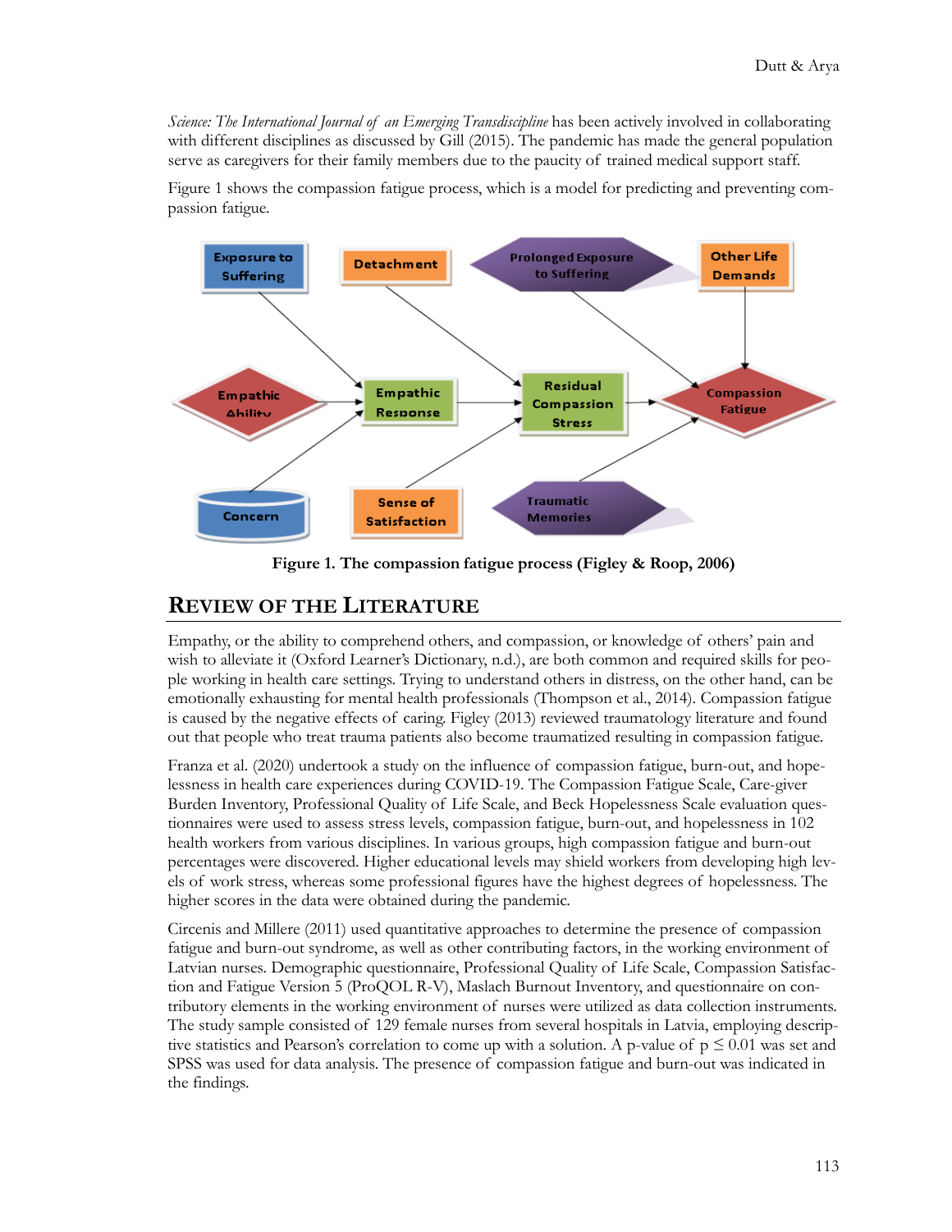*Science: The International Journal of an Emerging Transdiscipline* has been actively involved in collaborating with different disciplines as discussed by Gill (2015). The pandemic has made the general population serve as caregivers for their family members due to the paucity of trained medical support staff.

Figure 1 shows the compassion fatigue process, which is a model for predicting and preventing compassion fatigue.

**Figure 1. The compassion fatigue process (Figley & Roop, 2006)**

## Review of the Literature

Empathy, or the ability to comprehend others, and compassion, or knowledge of others' pain and wish to alleviate it (Oxford Learner's Dictionary, n.d.), are both common and required skills for people working in health care settings. Trying to understand others in distress, on the other hand, can be emotionally exhausting for mental health professionals (Thompson et al., 2014). Compassion fatigue is caused by the negative effects of caring. Figley (2013) reviewed traumatology literature and found out that people who treat trauma patients also become traumatized resulting in compassion fatigue.

Franza et al. (2020) undertook a study on the influence of compassion fatigue, burn-out, and hopelessness in health care experiences during COVID-19. The Compassion Fatigue Scale, Care-giver Burden Inventory, Professional Quality of Life Scale, and Beck Hopelessness Scale evaluation questionnaires were used to assess stress levels, compassion fatigue, burn-out, and hopelessness in 102 health workers from various disciplines. In various groups, high compassion fatigue and burn-out percentages were discovered. Higher educational levels may shield workers from developing high levels of work stress, whereas some professional figures have the highest degrees of hopelessness. The higher scores in the data were obtained during the pandemic.

Circenis and Millere (2011) used quantitative approaches to determine the presence of compassion fatigue and burn-out syndrome, as well as other contributing factors, in the working environment of Latvian nurses. Demographic questionnaire, Professional Quality of Life Scale, Compassion Satisfaction and Fatigue Version 5 (ProQOL R-V), Maslach Burnout Inventory, and questionnaire on contributory elements in the working environment of nurses were utilized as data collection instruments. The study sample consisted of 129 female nurses from several hospitals in Latvia, employing descriptive statistics and Pearson's correlation to come up with a solution. A p-value of $p \leq 0.01$ was set and SPSS was used for data analysis. The presence of compassion fatigue and burn-out was indicated in the findings.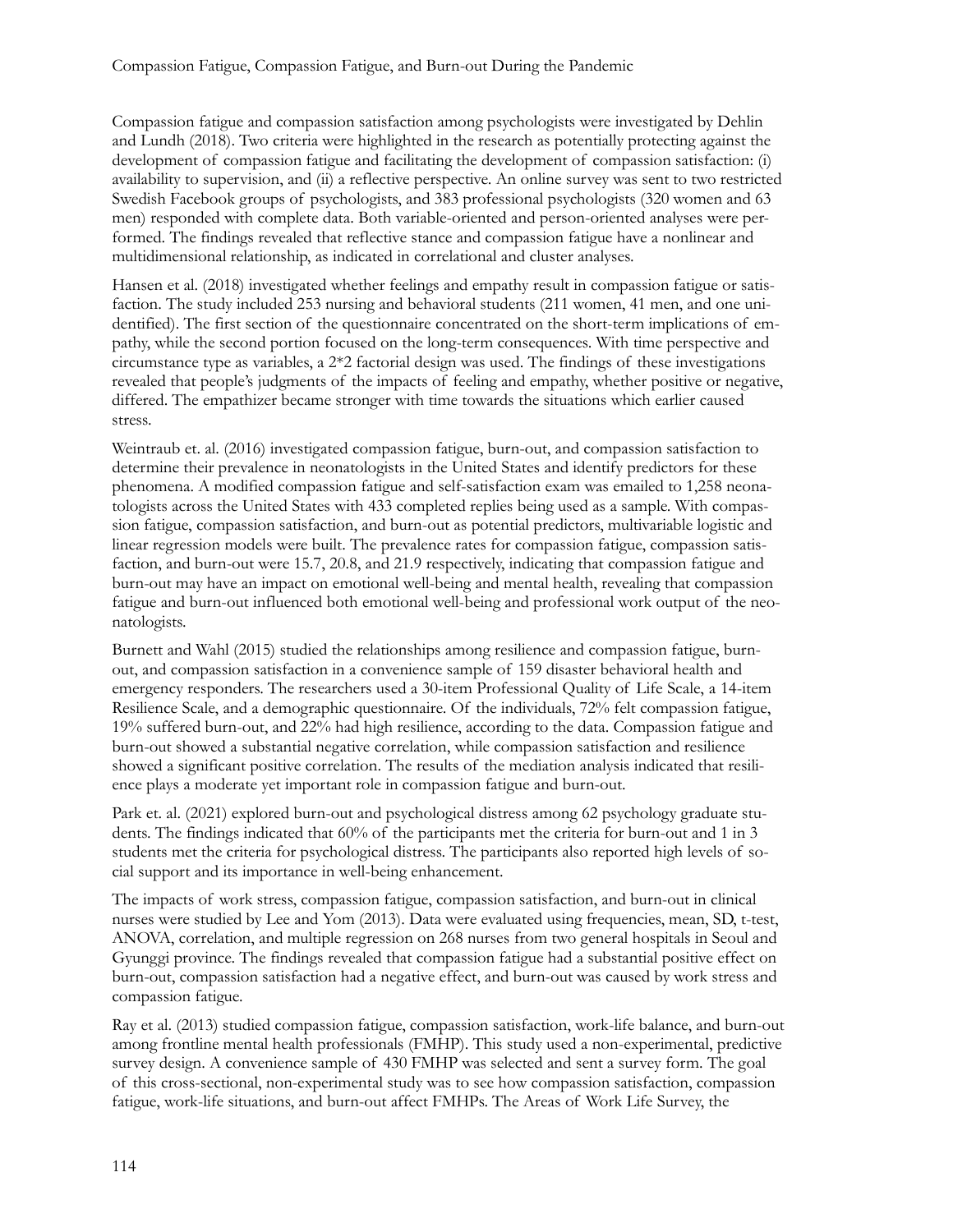Compassion fatigue and compassion satisfaction among psychologists were investigated by Dehlin and Lundh (2018). Two criteria were highlighted in the research as potentially protecting against the development of compassion fatigue and facilitating the development of compassion satisfaction: (i) availability to supervision, and (ii) a reflective perspective. An online survey was sent to two restricted Swedish Facebook groups of psychologists, and 383 professional psychologists (320 women and 63 men) responded with complete data. Both variable-oriented and person-oriented analyses were performed. The findings revealed that reflective stance and compassion fatigue have a nonlinear and multidimensional relationship, as indicated in correlational and cluster analyses.

Hansen et al. (2018) investigated whether feelings and empathy result in compassion fatigue or satisfaction. The study included 253 nursing and behavioral students (211 women, 41 men, and one unidentified). The first section of the questionnaire concentrated on the short-term implications of empathy, while the second portion focused on the long-term consequences. With time perspective and circumstance type as variables, a 2*2 factorial design was used. The findings of these investigations revealed that people's judgments of the impacts of feeling and empathy, whether positive or negative, differed. The empathizer became stronger with time towards the situations which earlier caused stress.

Weintraub et. al. (2016) investigated compassion fatigue, burn-out, and compassion satisfaction to determine their prevalence in neonatologists in the United States and identify predictors for these phenomena. A modified compassion fatigue and self-satisfaction exam was emailed to 1,258 neonatologists across the United States with 433 completed replies being used as a sample. With compassion fatigue, compassion satisfaction, and burn-out as potential predictors, multivariable logistic and linear regression models were built. The prevalence rates for compassion fatigue, compassion satisfaction, and burn-out were 15.7, 20.8, and 21.9 respectively, indicating that compassion fatigue and burn-out may have an impact on emotional well-being and mental health, revealing that compassion fatigue and burn-out influenced both emotional well-being and professional work output of the neonatologists.

Burnett and Wahl (2015) studied the relationships among resilience and compassion fatigue, burn-out, and compassion satisfaction in a convenience sample of 159 disaster behavioral health and emergency responders. The researchers used a 30-item Professional Quality of Life Scale, a 14-item Resilience Scale, and a demographic questionnaire. Of the individuals, 72% felt compassion fatigue, 19% suffered burn-out, and 22% had high resilience, according to the data. Compassion fatigue and burn-out showed a substantial negative correlation, while compassion satisfaction and resilience showed a significant positive correlation. The results of the mediation analysis indicated that resilience plays a moderate yet important role in compassion fatigue and burn-out.

Park et. al. (2021) explored burn-out and psychological distress among 62 psychology graduate students. The findings indicated that 60% of the participants met the criteria for burn-out and 1 in 3 students met the criteria for psychological distress. The participants also reported high levels of social support and its importance in well-being enhancement.

The impacts of work stress, compassion fatigue, compassion satisfaction, and burn-out in clinical nurses were studied by Lee and Yom (2013). Data were evaluated using frequencies, mean, SD, t-test, ANOVA, correlation, and multiple regression on 268 nurses from two general hospitals in Seoul and Gyunggi province. The findings revealed that compassion fatigue had a substantial positive effect on burn-out, compassion satisfaction had a negative effect, and burn-out was caused by work stress and compassion fatigue.

Ray et al. (2013) studied compassion fatigue, compassion satisfaction, work-life balance, and burn-out among frontline mental health professionals (FMHP). This study used a non-experimental, predictive survey design. A convenience sample of 430 FMHP was selected and sent a survey form. The goal of this cross-sectional, non-experimental study was to see how compassion satisfaction, compassion fatigue, work-life situations, and burn-out affect FMHPs. The Areas of Work Life Survey, the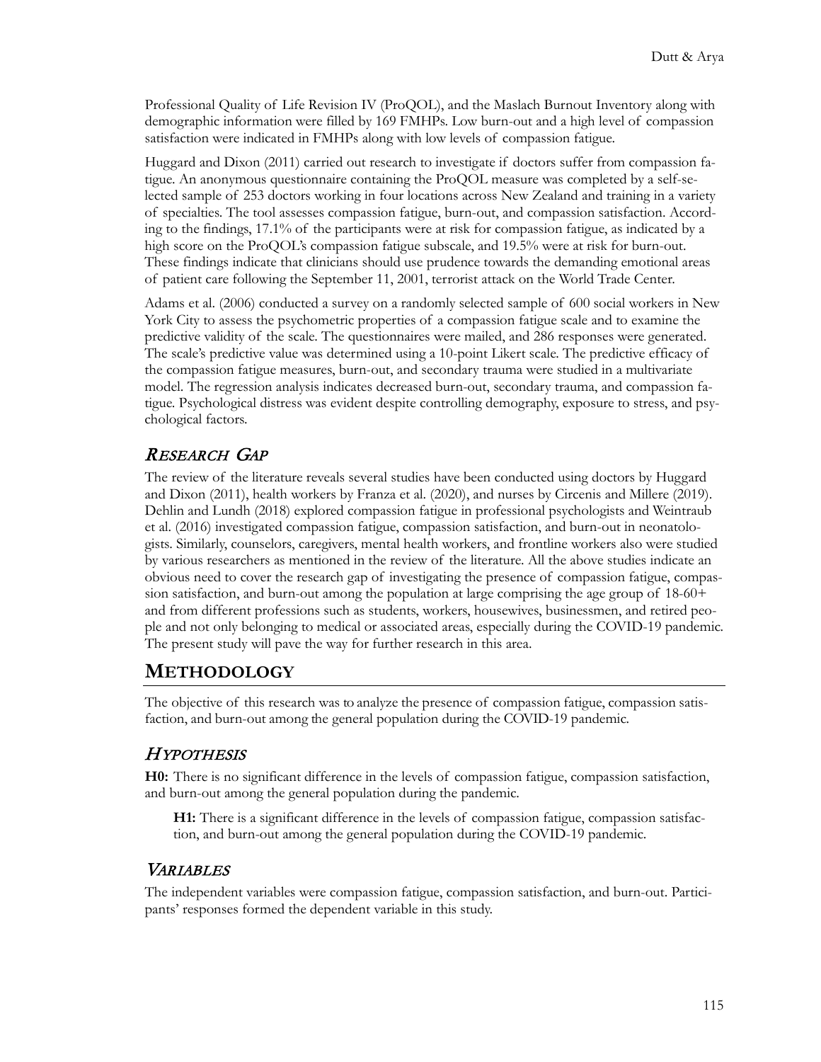Professional Quality of Life Revision IV (ProQOL), and the Maslach Burnout Inventory along with demographic information were filled by 169 FMHPs. Low burn-out and a high level of compassion satisfaction were indicated in FMHPs along with low levels of compassion fatigue.

Huggard and Dixon (2011) carried out research to investigate if doctors suffer from compassion fatigue. An anonymous questionnaire containing the ProQOL measure was completed by a self-selected sample of 253 doctors working in four locations across New Zealand and training in a variety of specialties. The tool assesses compassion fatigue, burn-out, and compassion satisfaction. According to the findings, 17.1% of the participants were at risk for compassion fatigue, as indicated by a high score on the ProQOL's compassion fatigue subscale, and 19.5% were at risk for burn-out. These findings indicate that clinicians should use prudence towards the demanding emotional areas of patient care following the September 11, 2001, terrorist attack on the World Trade Center.

Adams et al. (2006) conducted a survey on a randomly selected sample of 600 social workers in New York City to assess the psychometric properties of a compassion fatigue scale and to examine the predictive validity of the scale. The questionnaires were mailed, and 286 responses were generated. The scale's predictive value was determined using a 10-point Likert scale. The predictive efficacy of the compassion fatigue measures, burn-out, and secondary trauma were studied in a multivariate model. The regression analysis indicates decreased burn-out, secondary trauma, and compassion fatigue. Psychological distress was evident despite controlling demography, exposure to stress, and psychological factors.

### *Research Gap*

The review of the literature reveals several studies have been conducted using doctors by Huggard and Dixon (2011), health workers by Franza et al. (2020), and nurses by Circenis and Millere (2019). Dehlin and Lundh (2018) explored compassion fatigue in professional psychologists and Weintraub et al. (2016) investigated compassion fatigue, compassion satisfaction, and burn-out in neonatologists. Similarly, counselors, caregivers, mental health workers, and frontline workers also were studied by various researchers as mentioned in the review of the literature. All the above studies indicate an obvious need to cover the research gap of investigating the presence of compassion fatigue, compassion satisfaction, and burn-out among the population at large comprising the age group of 18-60+ and from different professions such as students, workers, housewives, businessmen, and retired people and not only belonging to medical or associated areas, especially during the COVID-19 pandemic. The present study will pave the way for further research in this area.

## **Methodology**

The objective of this research was to analyze the presence of compassion fatigue, compassion satisfaction, and burn-out among the general population during the COVID-19 pandemic.

### *Hypothesis*

**H0:** There is no significant difference in the levels of compassion fatigue, compassion satisfaction, and burn-out among the general population during the pandemic.

**H1:** There is a significant difference in the levels of compassion fatigue, compassion satisfaction, and burn-out among the general population during the COVID-19 pandemic.

### *Variables*

The independent variables were compassion fatigue, compassion satisfaction, and burn-out. Participants' responses formed the dependent variable in this study.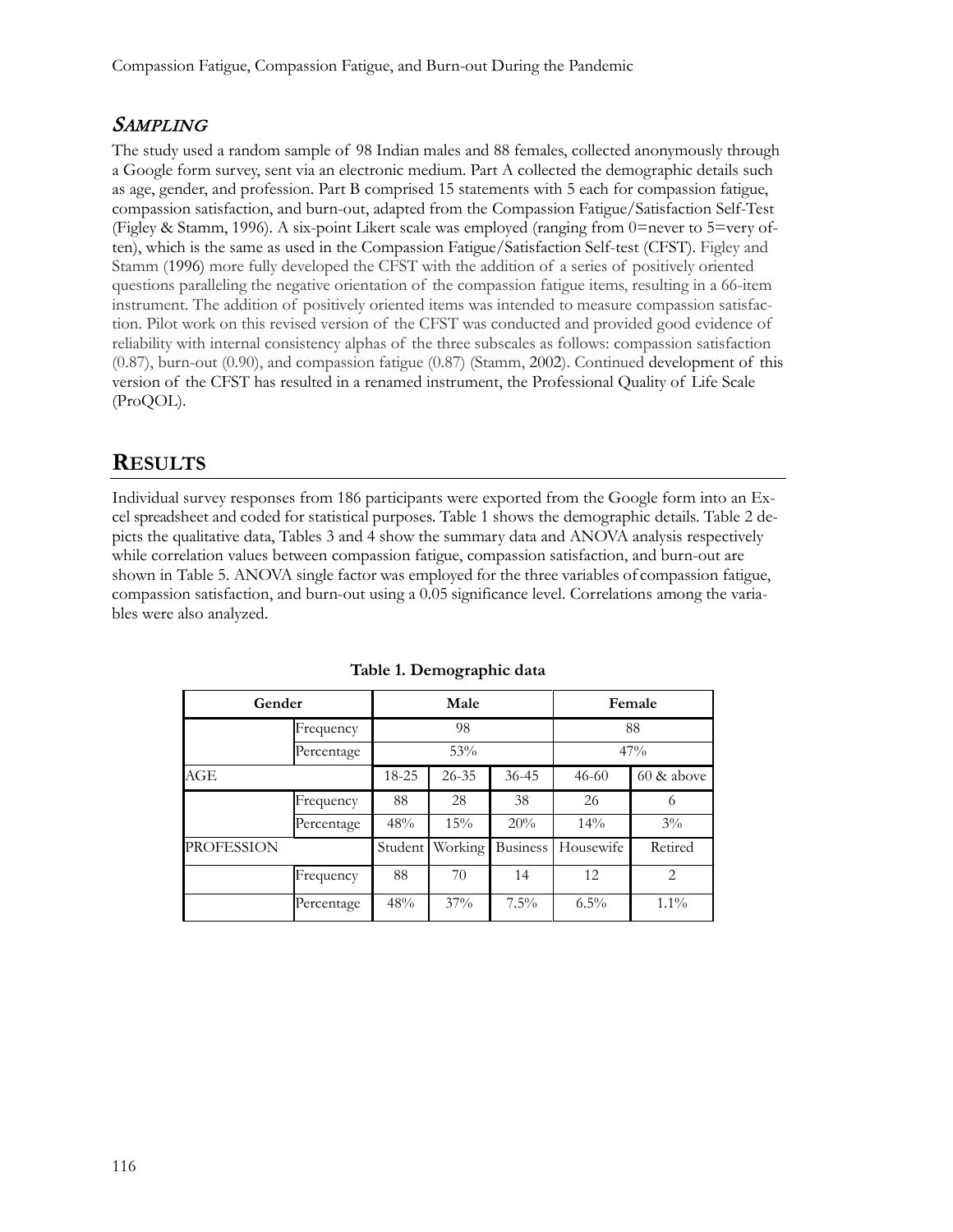## *SAMPLING*

The study used a random sample of 98 Indian males and 88 females, collected anonymously through a Google form survey, sent via an electronic medium. Part A collected the demographic details such as age, gender, and profession. Part B comprised 15 statements with 5 each for compassion fatigue, compassion satisfaction, and burn-out, adapted from the Compassion Fatigue/Satisfaction Self-Test (Figley & Stamm, 1996). A six-point Likert scale was employed (ranging from 0=never to 5=very often), which is the same as used in the Compassion Fatigue/Satisfaction Self-test (CFST). Figley and Stamm (1996) more fully developed the CFST with the addition of a series of positively oriented questions paralleling the negative orientation of the compassion fatigue items, resulting in a 66-item instrument. The addition of positively oriented items was intended to measure compassion satisfaction. Pilot work on this revised version of the CFST was conducted and provided good evidence of reliability with internal consistency alphas of the three subscales as follows: compassion satisfaction (0.87), burn-out (0.90), and compassion fatigue (0.87) (Stamm, 2002). Continued development of this version of the CFST has resulted in a renamed instrument, the Professional Quality of Life Scale (ProQOL).

# RESULTS

Individual survey responses from 186 participants were exported from the Google form into an Excel spreadsheet and coded for statistical purposes. Table 1 shows the demographic details. Table 2 depicts the qualitative data, Tables 3 and 4 show the summary data and ANOVA analysis respectively while correlation values between compassion fatigue, compassion satisfaction, and burn-out are shown in Table 5. ANOVA single factor was employed for the three variables of compassion fatigue, compassion satisfaction, and burn-out using a 0.05 significance level. Correlations among the variables were also analyzed.

**Table 1. Demographic data**

| Gender | | Male | | | Female | |
|---|---|---|---|---|---|---|
| | Frequency | 98 | | | 88 | |
| | Percentage | 53% | | | 47% | |
| AGE | | 18-25 | 26-35 | 36-45 | 46-60 | 60 & above |
| | Frequency | 88 | 28 | 38 | 26 | 6 |
| | Percentage | 48% | 15% | 20% | 14% | 3% |
| PROFESSION | | Student | Working | Business | Housewife | Retired |
| | Frequency | 88 | 70 | 14 | 12 | 2 |
| | Percentage | 48% | 37% | 7.5% | 6.5% | 1.1% |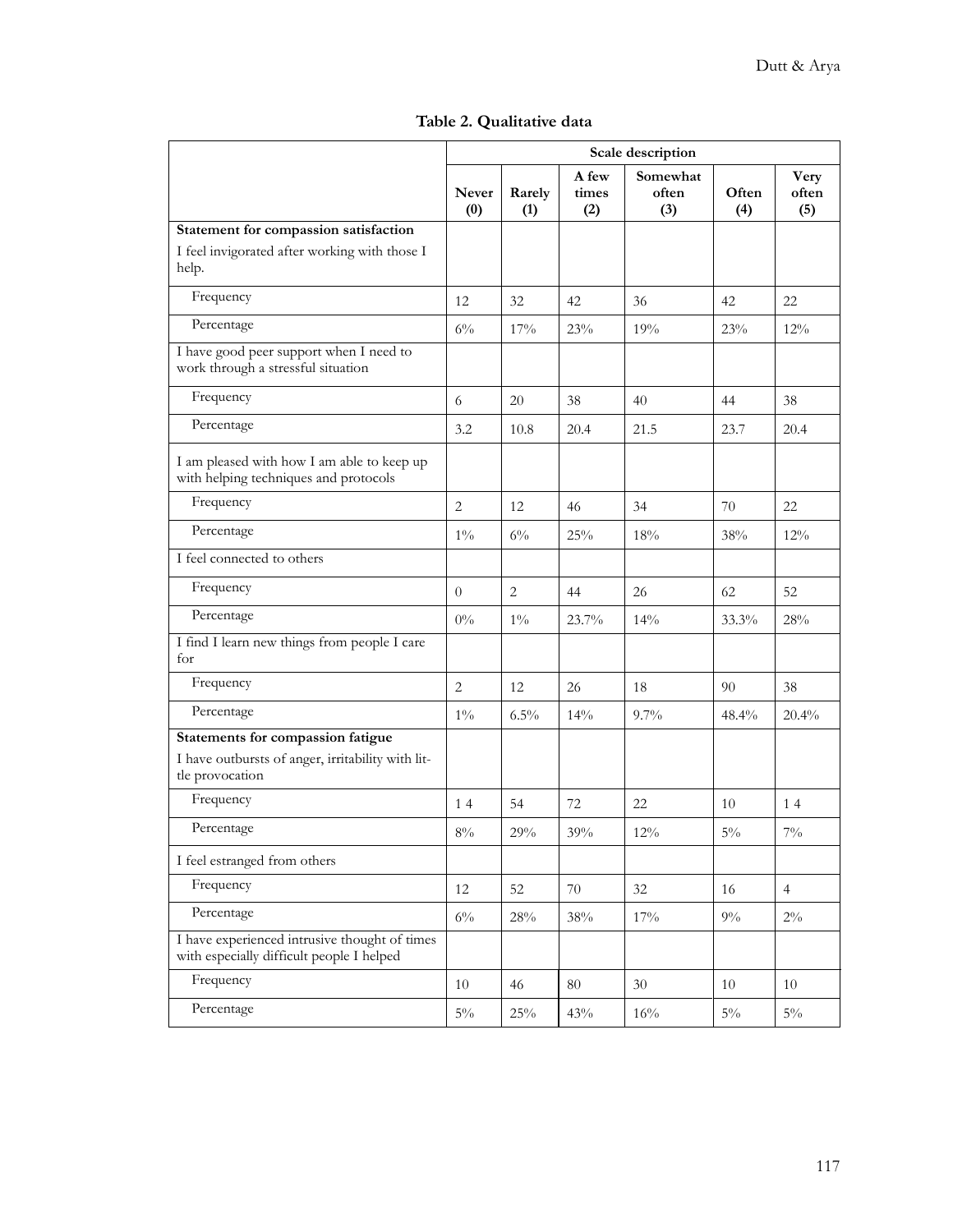**Table 2. Qualitative data**

| | Scale description | | | | | |
|---|---|---|---|---|---|---|
| | Never (0) | Rarely (1) | A few times (2) | Somewhat often (3) | Often (4) | Very often (5) |
| **Statement for compassion satisfaction** I feel invigorated after working with those I help. | | | | | | |
| Frequency | 12 | 32 | 42 | 36 | 42 | 22 |
| Percentage | 6% | 17% | 23% | 19% | 23% | 12% |
| I have good peer support when I need to work through a stressful situation | | | | | | |
| Frequency | 6 | 20 | 38 | 40 | 44 | 38 |
| Percentage | 3.2 | 10.8 | 20.4 | 21.5 | 23.7 | 20.4 |
| I am pleased with how I am able to keep up with helping techniques and protocols | | | | | | |
| Frequency | 2 | 12 | 46 | 34 | 70 | 22 |
| Percentage | 1% | 6% | 25% | 18% | 38% | 12% |
| I feel connected to others | | | | | | |
| Frequency | 0 | 2 | 44 | 26 | 62 | 52 |
| Percentage | 0% | 1% | 23.7% | 14% | 33.3% | 28% |
| I find I learn new things from people I care for | | | | | | |
| Frequency | 2 | 12 | 26 | 18 | 90 | 38 |
| Percentage | 1% | 6.5% | 14% | 9.7% | 48.4% | 20.4% |
| **Statements for compassion fatigue** I have outbursts of anger, irritability with little provocation | | | | | | |
| Frequency | 1 4 | 54 | 72 | 22 | 10 | 1 4 |
| Percentage | 8% | 29% | 39% | 12% | 5% | 7% |
| I feel estranged from others | | | | | | |
| Frequency | 12 | 52 | 70 | 32 | 16 | 4 |
| Percentage | 6% | 28% | 38% | 17% | 9% | 2% |
| I have experienced intrusive thought of times with especially difficult people I helped | | | | | | |
| Frequency | 10 | 46 | 80 | 30 | 10 | 10 |
| Percentage | 5% | 25% | 43% | 16% | 5% | 5% |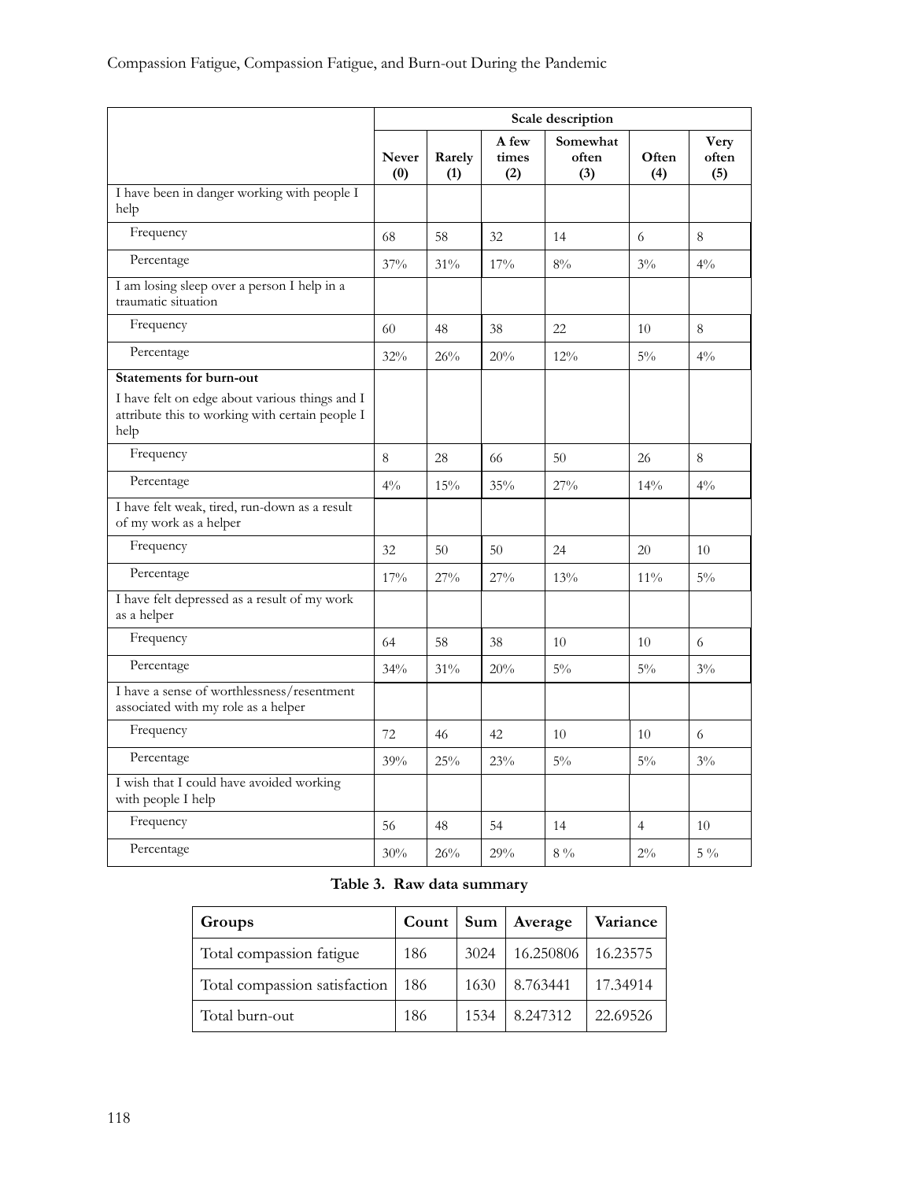| | Scale description | | | | | |
|---|---|---|---|---|---|---|
| | Never (0) | Rarely (1) | A few times (2) | Somewhat often (3) | Often (4) | Very often (5) |
| I have been in danger working with people I help | | | | | | |
| Frequency | 68 | 58 | 32 | 14 | 6 | 8 |
| Percentage | 37% | 31% | 17% | 8% | 3% | 4% |
| I am losing sleep over a person I help in a traumatic situation | | | | | | |
| Frequency | 60 | 48 | 38 | 22 | 10 | 8 |
| Percentage | 32% | 26% | 20% | 12% | 5% | 4% |
| **Statements for burn-out** I have felt on edge about various things and I attribute this to working with certain people I help | | | | | | |
| Frequency | 8 | 28 | 66 | 50 | 26 | 8 |
| Percentage | 4% | 15% | 35% | 27% | 14% | 4% |
| I have felt weak, tired, run-down as a result of my work as a helper | | | | | | |
| Frequency | 32 | 50 | 50 | 24 | 20 | 10 |
| Percentage | 17% | 27% | 27% | 13% | 11% | 5% |
| I have felt depressed as a result of my work as a helper | | | | | | |
| Frequency | 64 | 58 | 38 | 10 | 10 | 6 |
| Percentage | 34% | 31% | 20% | 5% | 5% | 3% |
| I have a sense of worthlessness/resentment associated with my role as a helper | | | | | | |
| Frequency | 72 | 46 | 42 | 10 | 10 | 6 |
| Percentage | 39% | 25% | 23% | 5% | 5% | 3% |
| I wish that I could have avoided working with people I help | | | | | | |
| Frequency | 56 | 48 | 54 | 14 | 4 | 10 |
| Percentage | 30% | 26% | 29% | 8 % | 2% | 5 % |

**Table 3. Raw data summary**

| Groups | Count | Sum | Average | Variance |
|---|---|---|---|---|
| Total compassion fatigue | 186 | 3024 | 16.250806 | 16.23575 |
| Total compassion satisfaction | 186 | 1630 | 8.763441 | 17.34914 |
| Total burn-out | 186 | 1534 | 8.247312 | 22.69526 |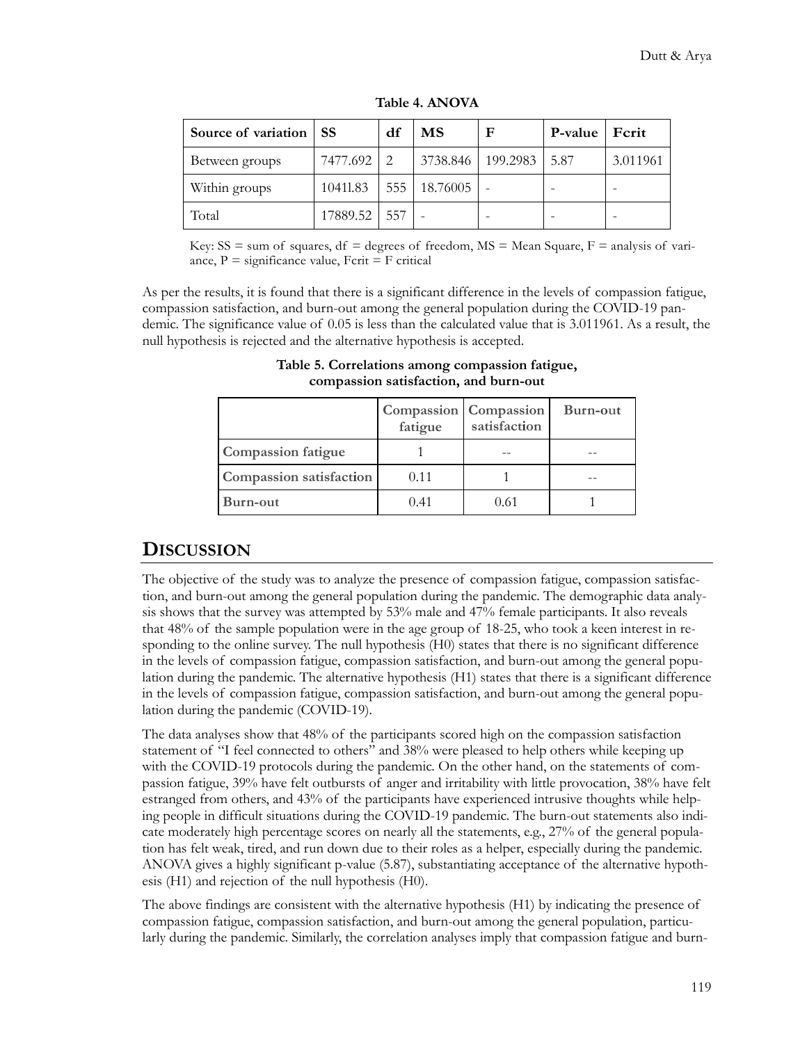**Table 4. ANOVA**

| Source of variation | SS | df | MS | F | P-value | Fcrit |
|---|---|---|---|---|---|---|
| Between groups | 7477.692 | 2 | 3738.846 | 199.2983 | 5.87 | 3.011961 |
| Within groups | 10411.83 | 555 | 18.76005 | - | - | - |
| Total | 17889.52 | 557 | - | - | - | - |

Key: SS = sum of squares, df = degrees of freedom, MS = Mean Square, F = analysis of variance, P = significance value, Fcrit = F critical

As per the results, it is found that there is a significant difference in the levels of compassion fatigue, compassion satisfaction, and burn-out among the general population during the COVID-19 pandemic. The significance value of 0.05 is less than the calculated value that is 3.011961. As a result, the null hypothesis is rejected and the alternative hypothesis is accepted.

**Table 5. Correlations among compassion fatigue, compassion satisfaction, and burn-out**

| | Compassion fatigue | Compassion satisfaction | Burn-out |
|---|---|---|---|
| **Compassion fatigue** | 1 | -- | -- |
| **Compassion satisfaction** | 0.11 | 1 | -- |
| **Burn-out** | 0.41 | 0.61 | 1 |

## Discussion

The objective of the study was to analyze the presence of compassion fatigue, compassion satisfaction, and burn-out among the general population during the pandemic. The demographic data analysis shows that the survey was attempted by 53% male and 47% female participants. It also reveals that 48% of the sample population were in the age group of 18-25, who took a keen interest in responding to the online survey. The null hypothesis (H0) states that there is no significant difference in the levels of compassion fatigue, compassion satisfaction, and burn-out among the general population during the pandemic. The alternative hypothesis (H1) states that there is a significant difference in the levels of compassion fatigue, compassion satisfaction, and burn-out among the general population during the pandemic (COVID-19).

The data analyses show that 48% of the participants scored high on the compassion satisfaction statement of "I feel connected to others" and 38% were pleased to help others while keeping up with the COVID-19 protocols during the pandemic. On the other hand, on the statements of compassion fatigue, 39% have felt outbursts of anger and irritability with little provocation, 38% have felt estranged from others, and 43% of the participants have experienced intrusive thoughts while helping people in difficult situations during the COVID-19 pandemic. The burn-out statements also indicate moderately high percentage scores on nearly all the statements, e.g., 27% of the general population has felt weak, tired, and run down due to their roles as a helper, especially during the pandemic. ANOVA gives a highly significant p-value (5.87), substantiating acceptance of the alternative hypothesis (H1) and rejection of the null hypothesis (H0).

The above findings are consistent with the alternative hypothesis (H1) by indicating the presence of compassion fatigue, compassion satisfaction, and burn-out among the general population, particularly during the pandemic. Similarly, the correlation analyses imply that compassion fatigue and burn-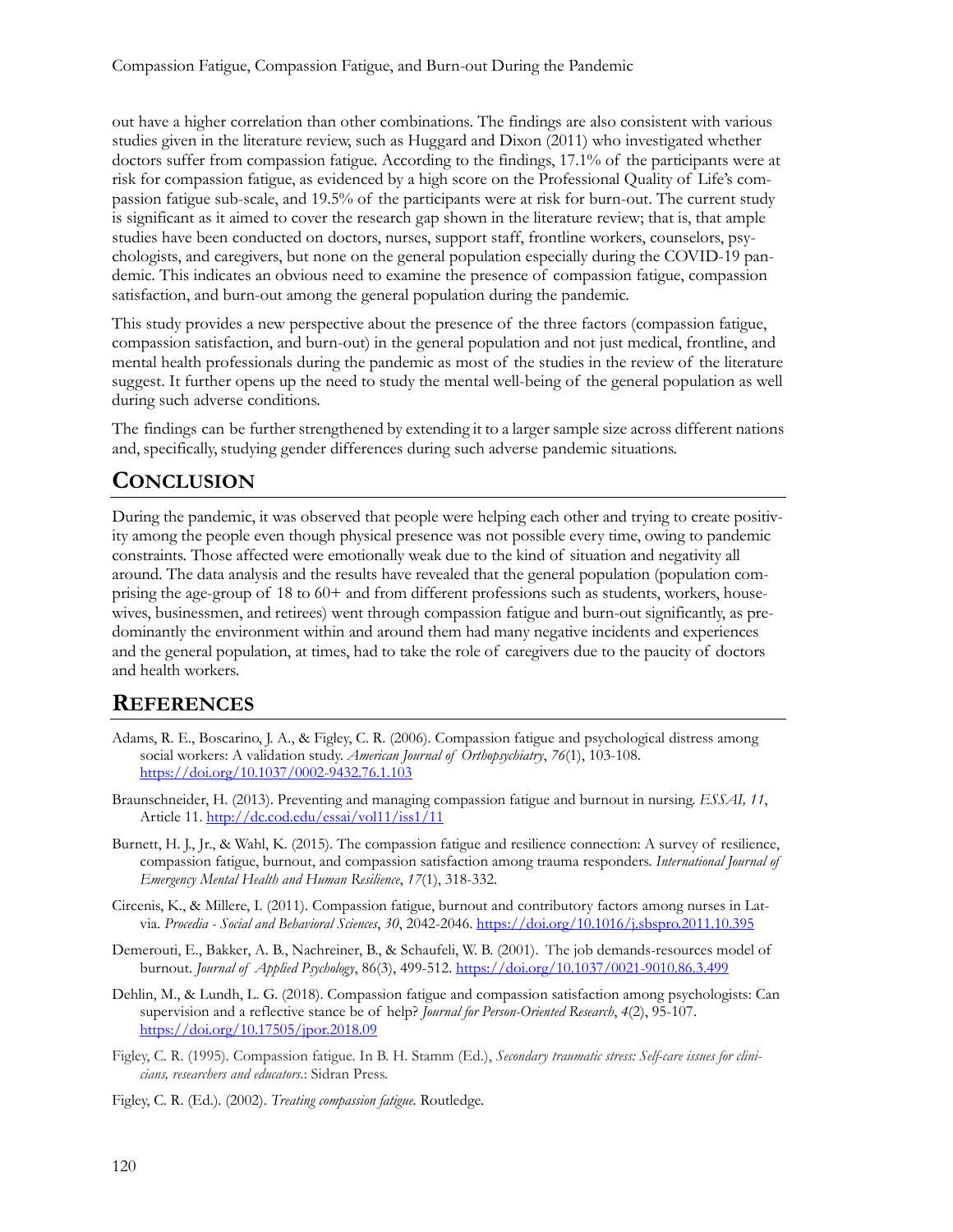out have a higher correlation than other combinations. The findings are also consistent with various studies given in the literature review, such as Huggard and Dixon (2011) who investigated whether doctors suffer from compassion fatigue. According to the findings, 17.1% of the participants were at risk for compassion fatigue, as evidenced by a high score on the Professional Quality of Life's compassion fatigue sub-scale, and 19.5% of the participants were at risk for burn-out. The current study is significant as it aimed to cover the research gap shown in the literature review; that is, that ample studies have been conducted on doctors, nurses, support staff, frontline workers, counselors, psychologists, and caregivers, but none on the general population especially during the COVID-19 pandemic. This indicates an obvious need to examine the presence of compassion fatigue, compassion satisfaction, and burn-out among the general population during the pandemic.

This study provides a new perspective about the presence of the three factors (compassion fatigue, compassion satisfaction, and burn-out) in the general population and not just medical, frontline, and mental health professionals during the pandemic as most of the studies in the review of the literature suggest. It further opens up the need to study the mental well-being of the general population as well during such adverse conditions.

The findings can be further strengthened by extending it to a larger sample size across different nations and, specifically, studying gender differences during such adverse pandemic situations.

## Conclusion

During the pandemic, it was observed that people were helping each other and trying to create positivity among the people even though physical presence was not possible every time, owing to pandemic constraints. Those affected were emotionally weak due to the kind of situation and negativity all around. The data analysis and the results have revealed that the general population (population comprising the age-group of 18 to 60+ and from different professions such as students, workers, housewives, businessmen, and retirees) went through compassion fatigue and burn-out significantly, as predominantly the environment within and around them had many negative incidents and experiences and the general population, at times, had to take the role of caregivers due to the paucity of doctors and health workers.

## References

Adams, R. E., Boscarino, J. A., & Figley, C. R. (2006). Compassion fatigue and psychological distress among social workers: A validation study. *American Journal of Orthopsychiatry*, *76*(1), 103-108. https://doi.org/10.1037/0002-9432.76.1.103

Braunschneider, H. (2013). Preventing and managing compassion fatigue and burnout in nursing. *ESSAI, 11*, Article 11. http://dc.cod.edu/essai/vol11/iss1/11

Burnett, H. J., Jr., & Wahl, K. (2015). The compassion fatigue and resilience connection: A survey of resilience, compassion fatigue, burnout, and compassion satisfaction among trauma responders. *International Journal of Emergency Mental Health and Human Resilience*, *17*(1), 318-332.

Circenis, K., & Millere, I. (2011). Compassion fatigue, burnout and contributory factors among nurses in Latvia. *Procedia - Social and Behavioral Sciences*, *30*, 2042-2046. https://doi.org/10.1016/j.sbspro.2011.10.395

Demerouti, E., Bakker, A. B., Nachreiner, B., & Schaufeli, W. B. (2001). The job demands-resources model of burnout. *Journal of Applied Psychology*, 86(3), 499-512. https://doi.org/10.1037/0021-9010.86.3.499

Dehlin, M., & Lundh, L. G. (2018). Compassion fatigue and compassion satisfaction among psychologists: Can supervision and a reflective stance be of help? *Journal for Person-Oriented Research*, *4*(2), 95-107. https://doi.org/10.17505/jpor.2018.09

Figley, C. R. (1995). Compassion fatigue. In B. H. Stamm (Ed.), *Secondary traumatic stress: Self-care issues for clinicians, researchers and educators*.: Sidran Press.

Figley, C. R. (Ed.). (2002). *Treating compassion fatigue*. Routledge.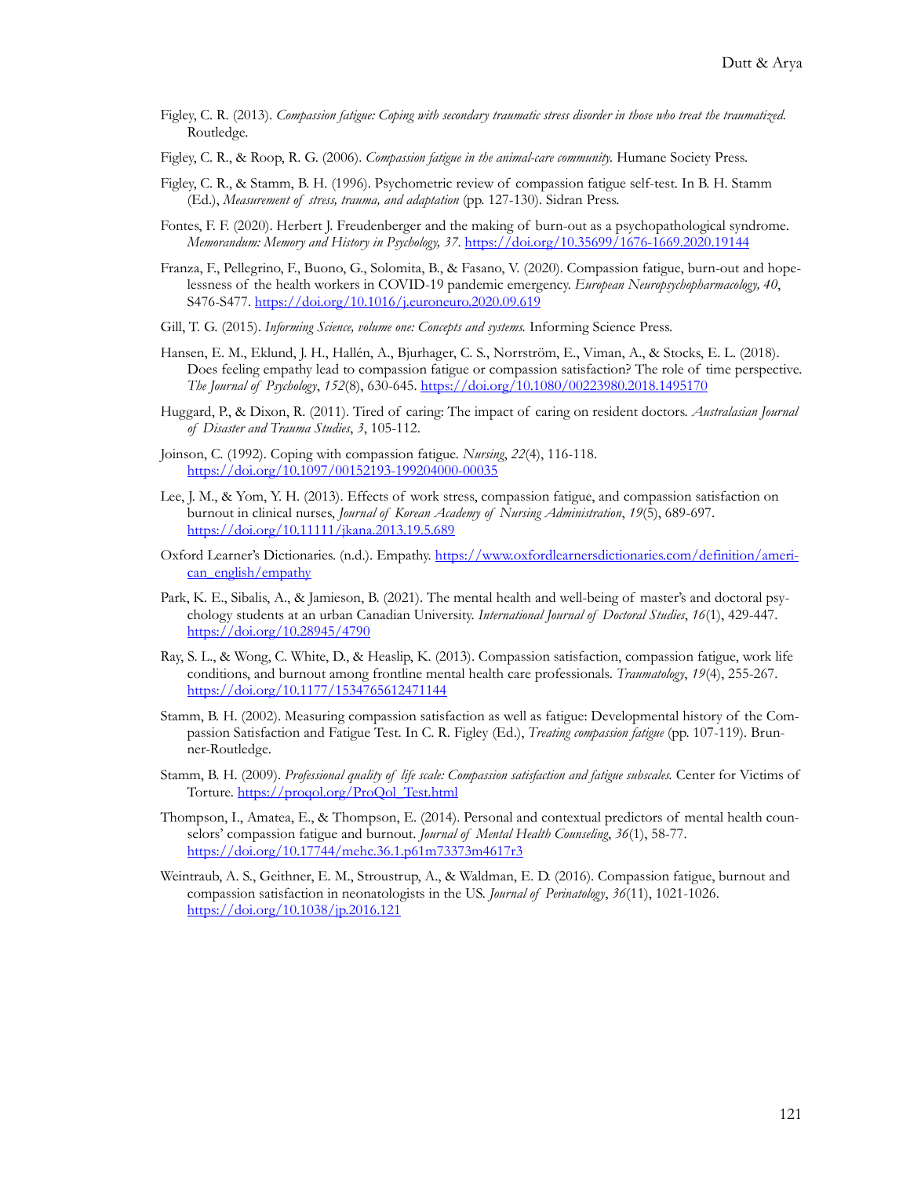Figley, C. R. (2013). *Compassion fatigue: Coping with secondary traumatic stress disorder in those who treat the traumatized.* Routledge.

Figley, C. R., & Roop, R. G. (2006). *Compassion fatigue in the animal-care community.* Humane Society Press.

Figley, C. R., & Stamm, B. H. (1996). Psychometric review of compassion fatigue self-test. In B. H. Stamm (Ed.), *Measurement of stress, trauma, and adaptation* (pp. 127-130). Sidran Press.

Fontes, F. F. (2020). Herbert J. Freudenberger and the making of burn-out as a psychopathological syndrome. *Memorandum: Memory and History in Psychology, 37*. https://doi.org/10.35699/1676-1669.2020.19144

Franza, F., Pellegrino, F., Buono, G., Solomita, B., & Fasano, V. (2020). Compassion fatigue, burn-out and hopelessness of the health workers in COVID-19 pandemic emergency. *European Neuropsychopharmacology, 40*, S476-S477. https://doi.org/10.1016/j.euroneuro.2020.09.619

Gill, T. G. (2015). *Informing Science, volume one: Concepts and systems.* Informing Science Press.

Hansen, E. M., Eklund, J. H., Hallén, A., Bjurhager, C. S., Norrström, E., Viman, A., & Stocks, E. L. (2018). Does feeling empathy lead to compassion fatigue or compassion satisfaction? The role of time perspective. *The Journal of Psychology*, *152*(8), 630-645. https://doi.org/10.1080/00223980.2018.1495170

Huggard, P., & Dixon, R. (2011). Tired of caring: The impact of caring on resident doctors. *Australasian Journal of Disaster and Trauma Studies*, *3*, 105-112.

Joinson, C. (1992). Coping with compassion fatigue. *Nursing*, *22*(4), 116-118. https://doi.org/10.1097/00152193-199204000-00035

Lee, J. M., & Yom, Y. H. (2013). Effects of work stress, compassion fatigue, and compassion satisfaction on burnout in clinical nurses, *Journal of Korean Academy of Nursing Administration*, *19*(5), 689-697. https://doi.org/10.11111/jkana.2013.19.5.689

Oxford Learner's Dictionaries. (n.d.). Empathy. https://www.oxfordlearnersdictionaries.com/definition/american_english/empathy

Park, K. E., Sibalis, A., & Jamieson, B. (2021). The mental health and well-being of master's and doctoral psychology students at an urban Canadian University. *International Journal of Doctoral Studies*, *16*(1), 429-447. https://doi.org/10.28945/4790

Ray, S. L., & Wong, C. White, D., & Heaslip, K. (2013). Compassion satisfaction, compassion fatigue, work life conditions, and burnout among frontline mental health care professionals. *Traumatology*, *19*(4), 255-267. https://doi.org/10.1177/1534765612471144

Stamm, B. H. (2002). Measuring compassion satisfaction as well as fatigue: Developmental history of the Compassion Satisfaction and Fatigue Test. In C. R. Figley (Ed.), *Treating compassion fatigue* (pp. 107-119). Brunner-Routledge.

Stamm, B. H. (2009). *Professional quality of life scale: Compassion satisfaction and fatigue subscales.* Center for Victims of Torture. https://proqol.org/ProQol_Test.html

Thompson, I., Amatea, E., & Thompson, E. (2014). Personal and contextual predictors of mental health counselors' compassion fatigue and burnout. *Journal of Mental Health Counseling*, *36*(1), 58-77. https://doi.org/10.17744/mehc.36.1.p61m73373m4617r3

Weintraub, A. S., Geithner, E. M., Stroustrup, A., & Waldman, E. D. (2016). Compassion fatigue, burnout and compassion satisfaction in neonatologists in the US. *Journal of Perinatology*, *36*(11), 1021-1026. https://doi.org/10.1038/jp.2016.121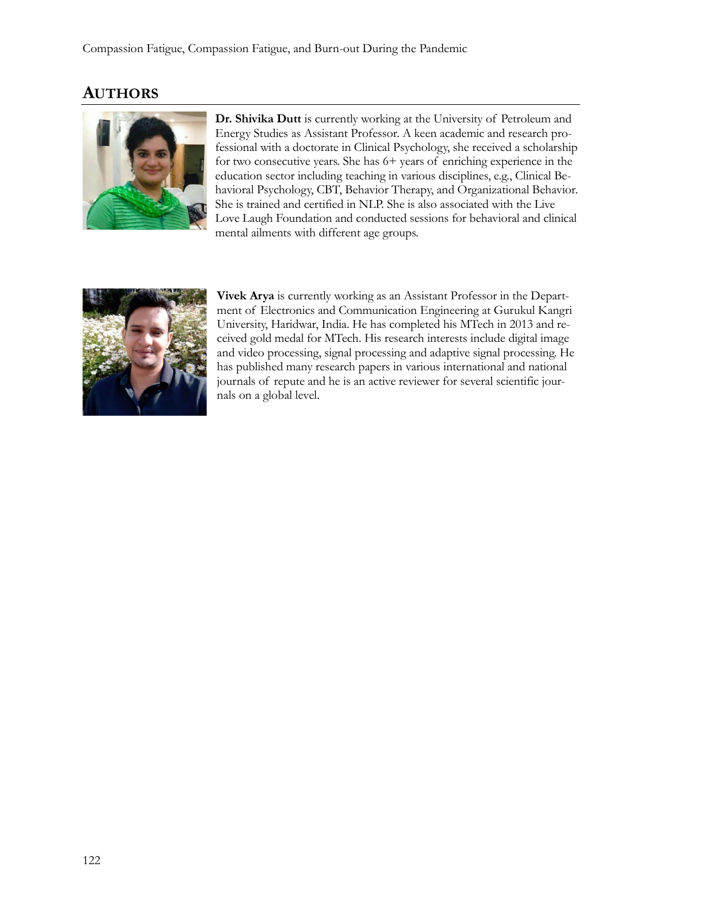## AUTHORS

**Dr. Shivika Dutt** is currently working at the University of Petroleum and Energy Studies as Assistant Professor. A keen academic and research professional with a doctorate in Clinical Psychology, she received a scholarship for two consecutive years. She has 6+ years of enriching experience in the education sector including teaching in various disciplines, e.g., Clinical Behavioral Psychology, CBT, Behavior Therapy, and Organizational Behavior. She is trained and certified in NLP. She is also associated with the Live Love Laugh Foundation and conducted sessions for behavioral and clinical mental ailments with different age groups.

**Vivek Arya** is currently working as an Assistant Professor in the Department of Electronics and Communication Engineering at Gurukul Kangri University, Haridwar, India. He has completed his MTech in 2013 and received gold medal for MTech. His research interests include digital image and video processing, signal processing and adaptive signal processing. He has published many research papers in various international and national journals of repute and he is an active reviewer for several scientific journals on a global level.